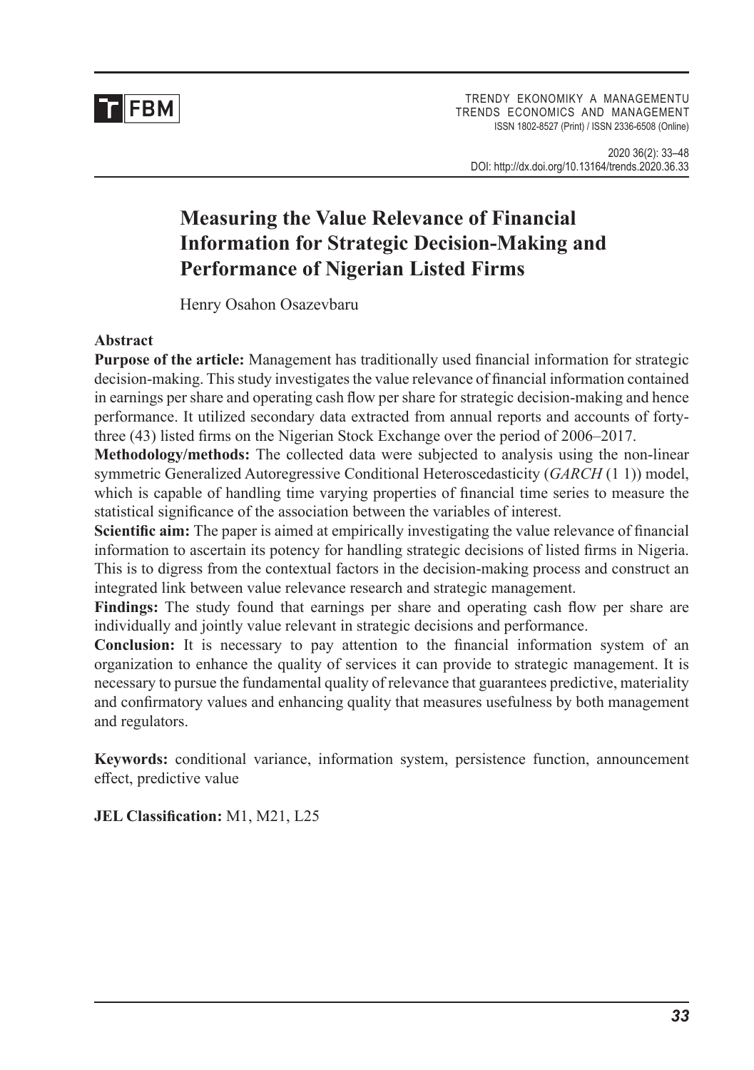# Measuring the Value Relevance of Financial Information for Strategic Decision-Making and Performance of Nigerian Listed Firms

Henry Osahon Osazevbaru

## Abstract

**Purpose of the article:** Management has traditionally used financial information for strategic decision-making. This study investigates the value relevance of financial information contained in earnings per share and operating cash flow per share for strategic decision-making and hence performance. It utilized secondary data extracted from annual reports and accounts of forty-three (43) listed firms on the Nigerian Stock Exchange over the period of 2006–2017.

**Methodology/methods:** The collected data were subjected to analysis using the non-linear symmetric Generalized Autoregressive Conditional Heteroscedasticity (*GARCH* (1 1)) model, which is capable of handling time varying properties of financial time series to measure the statistical significance of the association between the variables of interest.

**Scientific aim:** The paper is aimed at empirically investigating the value relevance of financial information to ascertain its potency for handling strategic decisions of listed firms in Nigeria. This is to digress from the contextual factors in the decision-making process and construct an integrated link between value relevance research and strategic management.

**Findings:** The study found that earnings per share and operating cash flow per share are individually and jointly value relevant in strategic decisions and performance.

**Conclusion:** It is necessary to pay attention to the financial information system of an organization to enhance the quality of services it can provide to strategic management. It is necessary to pursue the fundamental quality of relevance that guarantees predictive, materiality and confirmatory values and enhancing quality that measures usefulness by both management and regulators.

**Keywords:** conditional variance, information system, persistence function, announcement effect, predictive value

**JEL Classification:** M1, M21, L25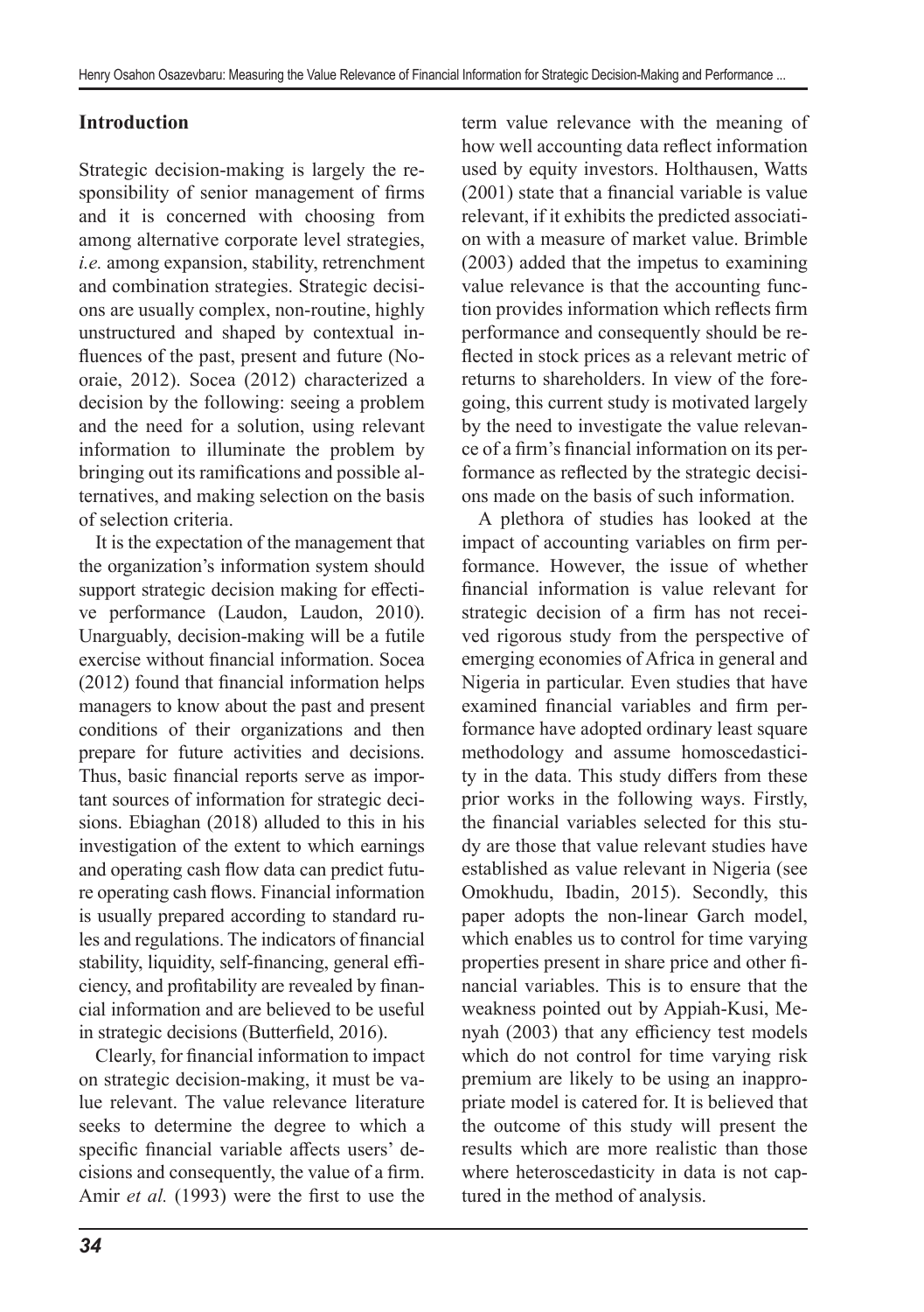## Introduction

Strategic decision-making is largely the responsibility of senior management of firms and it is concerned with choosing from among alternative corporate level strategies, *i.e.* among expansion, stability, retrenchment and combination strategies. Strategic decisions are usually complex, non-routine, highly unstructured and shaped by contextual influences of the past, present and future (Nooraie, 2012). Socea (2012) characterized a decision by the following: seeing a problem and the need for a solution, using relevant information to illuminate the problem by bringing out its ramifications and possible alternatives, and making selection on the basis of selection criteria.

It is the expectation of the management that the organization's information system should support strategic decision making for effective performance (Laudon, Laudon, 2010). Unarguably, decision-making will be a futile exercise without financial information. Socea (2012) found that financial information helps managers to know about the past and present conditions of their organizations and then prepare for future activities and decisions. Thus, basic financial reports serve as important sources of information for strategic decisions. Ebiaghan (2018) alluded to this in his investigation of the extent to which earnings and operating cash flow data can predict future operating cash flows. Financial information is usually prepared according to standard rules and regulations. The indicators of financial stability, liquidity, self-financing, general efficiency, and profitability are revealed by financial information and are believed to be useful in strategic decisions (Butterfield, 2016).

Clearly, for financial information to impact on strategic decision-making, it must be value relevant. The value relevance literature seeks to determine the degree to which a specific financial variable affects users' decisions and consequently, the value of a firm. Amir *et al.* (1993) were the first to use the term value relevance with the meaning of how well accounting data reflect information used by equity investors. Holthausen, Watts (2001) state that a financial variable is value relevant, if it exhibits the predicted association with a measure of market value. Brimble (2003) added that the impetus to examining value relevance is that the accounting function provides information which reflects firm performance and consequently should be reflected in stock prices as a relevant metric of returns to shareholders. In view of the foregoing, this current study is motivated largely by the need to investigate the value relevance of a firm's financial information on its performance as reflected by the strategic decisions made on the basis of such information.

A plethora of studies has looked at the impact of accounting variables on firm performance. However, the issue of whether financial information is value relevant for strategic decision of a firm has not received rigorous study from the perspective of emerging economies of Africa in general and Nigeria in particular. Even studies that have examined financial variables and firm performance have adopted ordinary least square methodology and assume homoscedasticity in the data. This study differs from these prior works in the following ways. Firstly, the financial variables selected for this study are those that value relevant studies have established as value relevant in Nigeria (see Omokhudu, Ibadin, 2015). Secondly, this paper adopts the non-linear Garch model, which enables us to control for time varying properties present in share price and other financial variables. This is to ensure that the weakness pointed out by Appiah-Kusi, Menyah (2003) that any efficiency test models which do not control for time varying risk premium are likely to be using an inappropriate model is catered for. It is believed that the outcome of this study will present the results which are more realistic than those where heteroscedasticity in data is not captured in the method of analysis.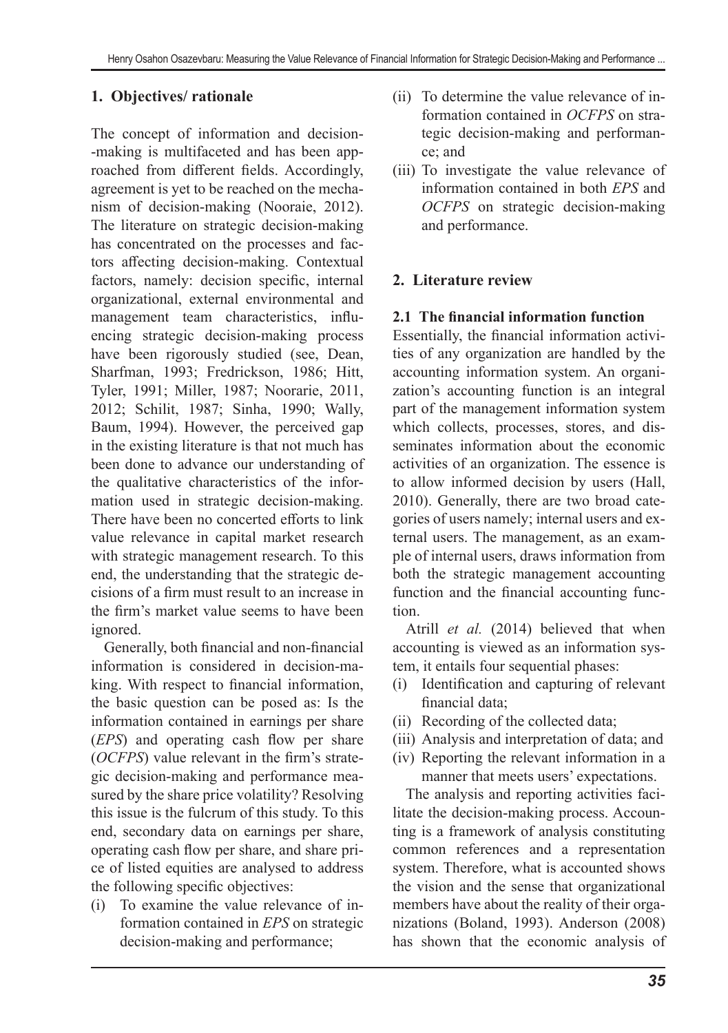## 1. Objectives/ rationale

The concept of information and decision-making is multifaceted and has been approached from different fields. Accordingly, agreement is yet to be reached on the mechanism of decision-making (Nooraie, 2012). The literature on strategic decision-making has concentrated on the processes and factors affecting decision-making. Contextual factors, namely: decision specific, internal organizational, external environmental and management team characteristics, influencing strategic decision-making process have been rigorously studied (see, Dean, Sharfman, 1993; Fredrickson, 1986; Hitt, Tyler, 1991; Miller, 1987; Noorarie, 2011, 2012; Schilit, 1987; Sinha, 1990; Wally, Baum, 1994). However, the perceived gap in the existing literature is that not much has been done to advance our understanding of the qualitative characteristics of the information used in strategic decision-making. There have been no concerted efforts to link value relevance in capital market research with strategic management research. To this end, the understanding that the strategic decisions of a firm must result to an increase in the firm's market value seems to have been ignored.

Generally, both financial and non-financial information is considered in decision-making. With respect to financial information, the basic question can be posed as: Is the information contained in earnings per share (*EPS*) and operating cash flow per share (*OCFPS*) value relevant in the firm's strategic decision-making and performance measured by the share price volatility? Resolving this issue is the fulcrum of this study. To this end, secondary data on earnings per share, operating cash flow per share, and share price of listed equities are analysed to address the following specific objectives:

(i) To examine the value relevance of information contained in *EPS* on strategic decision-making and performance;
(ii) To determine the value relevance of information contained in *OCFPS* on strategic decision-making and performance; and
(iii) To investigate the value relevance of information contained in both *EPS* and *OCFPS* on strategic decision-making and performance.

## 2. Literature review

### 2.1 The financial information function

Essentially, the financial information activities of any organization are handled by the accounting information system. An organization's accounting function is an integral part of the management information system which collects, processes, stores, and disseminates information about the economic activities of an organization. The essence is to allow informed decision by users (Hall, 2010). Generally, there are two broad categories of users namely; internal users and external users. The management, as an example of internal users, draws information from both the strategic management accounting function and the financial accounting function.

Atrill *et al.* (2014) believed that when accounting is viewed as an information system, it entails four sequential phases:

(i) Identification and capturing of relevant financial data;
(ii) Recording of the collected data;
(iii) Analysis and interpretation of data; and
(iv) Reporting the relevant information in a manner that meets users' expectations.

The analysis and reporting activities facilitate the decision-making process. Accounting is a framework of analysis constituting common references and a representation system. Therefore, what is accounted shows the vision and the sense that organizational members have about the reality of their organizations (Boland, 1993). Anderson (2008) has shown that the economic analysis of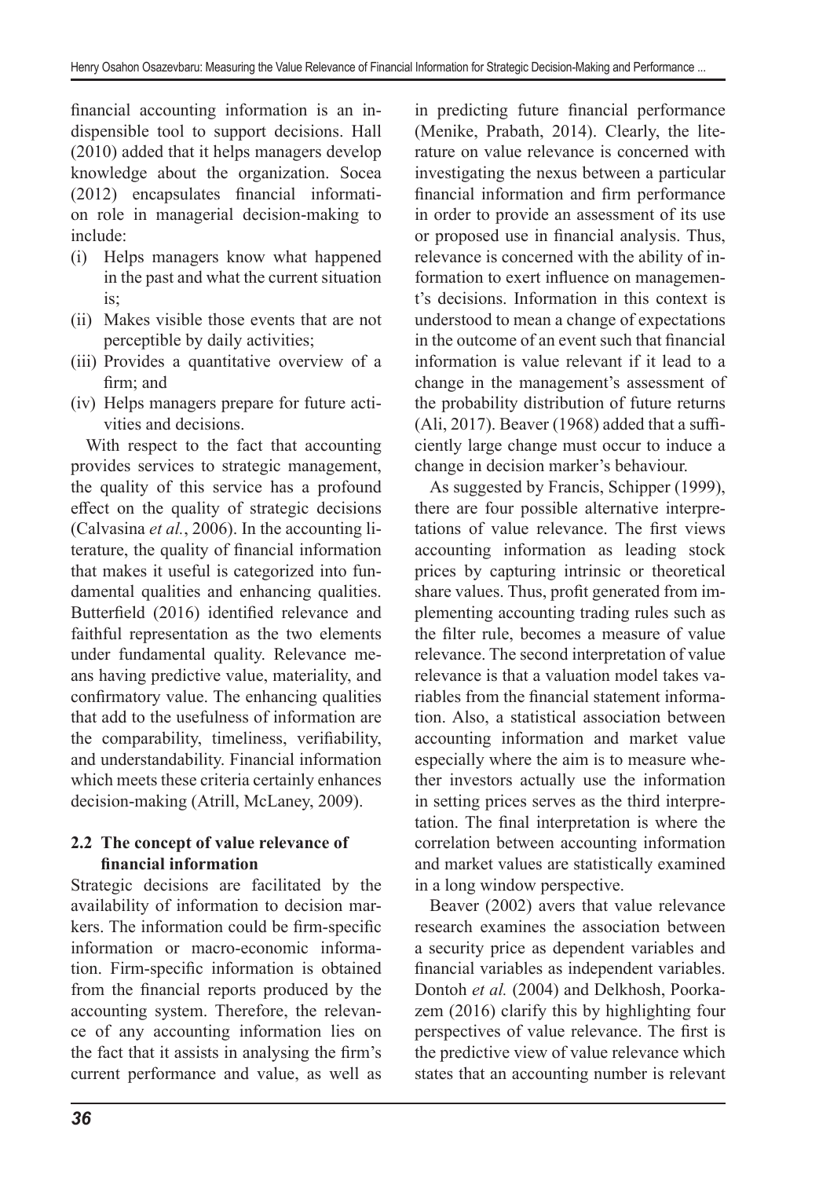financial accounting information is an indispensable tool to support decisions. Hall (2010) added that it helps managers develop knowledge about the organization. Socea (2012) encapsulates financial information role in managerial decision-making to include:

(i) Helps managers know what happened in the past and what the current situation is;
(ii) Makes visible those events that are not perceptible by daily activities;
(iii) Provides a quantitative overview of a firm; and
(iv) Helps managers prepare for future activities and decisions.

With respect to the fact that accounting provides services to strategic management, the quality of this service has a profound effect on the quality of strategic decisions (Calvasina *et al.*, 2006). In the accounting literature, the quality of financial information that makes it useful is categorized into fundamental qualities and enhancing qualities. Butterfield (2016) identified relevance and faithful representation as the two elements under fundamental quality. Relevance means having predictive value, materiality, and confirmatory value. The enhancing qualities that add to the usefulness of information are the comparability, timeliness, verifiability, and understandability. Financial information which meets these criteria certainly enhances decision-making (Atrill, McLaney, 2009).

## 2.2 The concept of value relevance of financial information

Strategic decisions are facilitated by the availability of information to decision markers. The information could be firm-specific information or macro-economic information. Firm-specific information is obtained from the financial reports produced by the accounting system. Therefore, the relevance of any accounting information lies on the fact that it assists in analysing the firm's current performance and value, as well as in predicting future financial performance (Menike, Prabath, 2014). Clearly, the literature on value relevance is concerned with investigating the nexus between a particular financial information and firm performance in order to provide an assessment of its use or proposed use in financial analysis. Thus, relevance is concerned with the ability of information to exert influence on management's decisions. Information in this context is understood to mean a change of expectations in the outcome of an event such that financial information is value relevant if it lead to a change in the management's assessment of the probability distribution of future returns (Ali, 2017). Beaver (1968) added that a sufficiently large change must occur to induce a change in decision marker's behaviour.

As suggested by Francis, Schipper (1999), there are four possible alternative interpretations of value relevance. The first views accounting information as leading stock prices by capturing intrinsic or theoretical share values. Thus, profit generated from implementing accounting trading rules such as the filter rule, becomes a measure of value relevance. The second interpretation of value relevance is that a valuation model takes variables from the financial statement information. Also, a statistical association between accounting information and market value especially where the aim is to measure whether investors actually use the information in setting prices serves as the third interpretation. The final interpretation is where the correlation between accounting information and market values are statistically examined in a long window perspective.

Beaver (2002) avers that value relevance research examines the association between a security price as dependent variables and financial variables as independent variables. Dontoh *et al.* (2004) and Delkhosh, Poorkazem (2016) clarify this by highlighting four perspectives of value relevance. The first is the predictive view of value relevance which states that an accounting number is relevant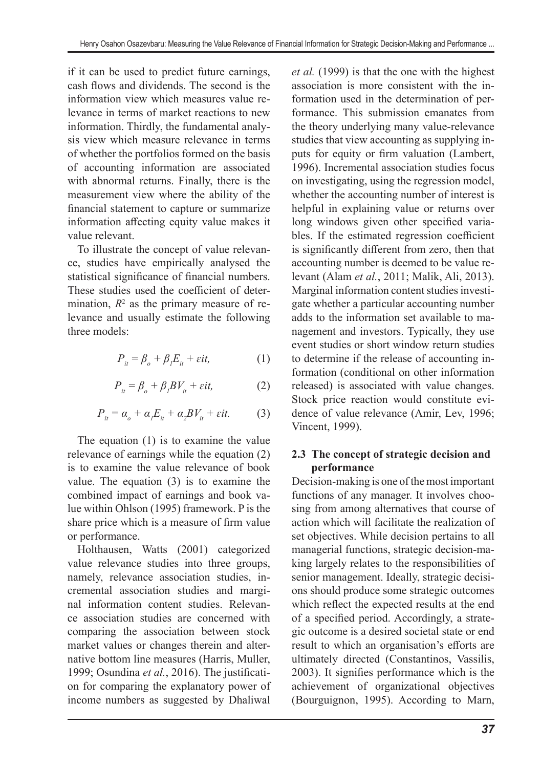if it can be used to predict future earnings, cash flows and dividends. The second is the information view which measures value relevance in terms of market reactions to new information. Thirdly, the fundamental analysis view which measure relevance in terms of whether the portfolios formed on the basis of accounting information are associated with abnormal returns. Finally, there is the measurement view where the ability of the financial statement to capture or summarize information affecting equity value makes it value relevant.

To illustrate the concept of value relevance, studies have empirically analysed the statistical significance of financial numbers. These studies used the coefficient of determination, $R^2$ as the primary measure of relevance and usually estimate the following three models:

$$P_{it} = \beta_o + \beta_1 E_{it} + \varepsilon it, \tag{1}$$

$$P_{it} = \beta_o + \beta_1 BV_{it} + \varepsilon it, \tag{2}$$

$$P_{it} = \alpha_o + \alpha_1 E_{it} + \alpha_2 BV_{it} + \varepsilon it. \tag{3}$$

The equation (1) is to examine the value relevance of earnings while the equation (2) is to examine the value relevance of book value. The equation (3) is to examine the combined impact of earnings and book value within Ohlson (1995) framework. P is the share price which is a measure of firm value or performance.

Holthausen, Watts (2001) categorized value relevance studies into three groups, namely, relevance association studies, incremental association studies and marginal information content studies. Relevance association studies are concerned with comparing the association between stock market values or changes therein and alternative bottom line measures (Harris, Muller, 1999; Osundina *et al.*, 2016). The justification for comparing the explanatory power of income numbers as suggested by Dhaliwal *et al.* (1999) is that the one with the highest association is more consistent with the information used in the determination of performance. This submission emanates from the theory underlying many value-relevance studies that view accounting as supplying inputs for equity or firm valuation (Lambert, 1996). Incremental association studies focus on investigating, using the regression model, whether the accounting number of interest is helpful in explaining value or returns over long windows given other specified variables. If the estimated regression coefficient is significantly different from zero, then that accounting number is deemed to be value relevant (Alam *et al.*, 2011; Malik, Ali, 2013). Marginal information content studies investigate whether a particular accounting number adds to the information set available to management and investors. Typically, they use event studies or short window return studies to determine if the release of accounting information (conditional on other information released) is associated with value changes. Stock price reaction would constitute evidence of value relevance (Amir, Lev, 1996; Vincent, 1999).

### 2.3 The concept of strategic decision and performance

Decision-making is one of the most important functions of any manager. It involves choosing from among alternatives that course of action which will facilitate the realization of set objectives. While decision pertains to all managerial functions, strategic decision-making largely relates to the responsibilities of senior management. Ideally, strategic decisions should produce some strategic outcomes which reflect the expected results at the end of a specified period. Accordingly, a strategic outcome is a desired societal state or end result to which an organisation's efforts are ultimately directed (Constantinos, Vassilis, 2003). It signifies performance which is the achievement of organizational objectives (Bourguignon, 1995). According to Marn,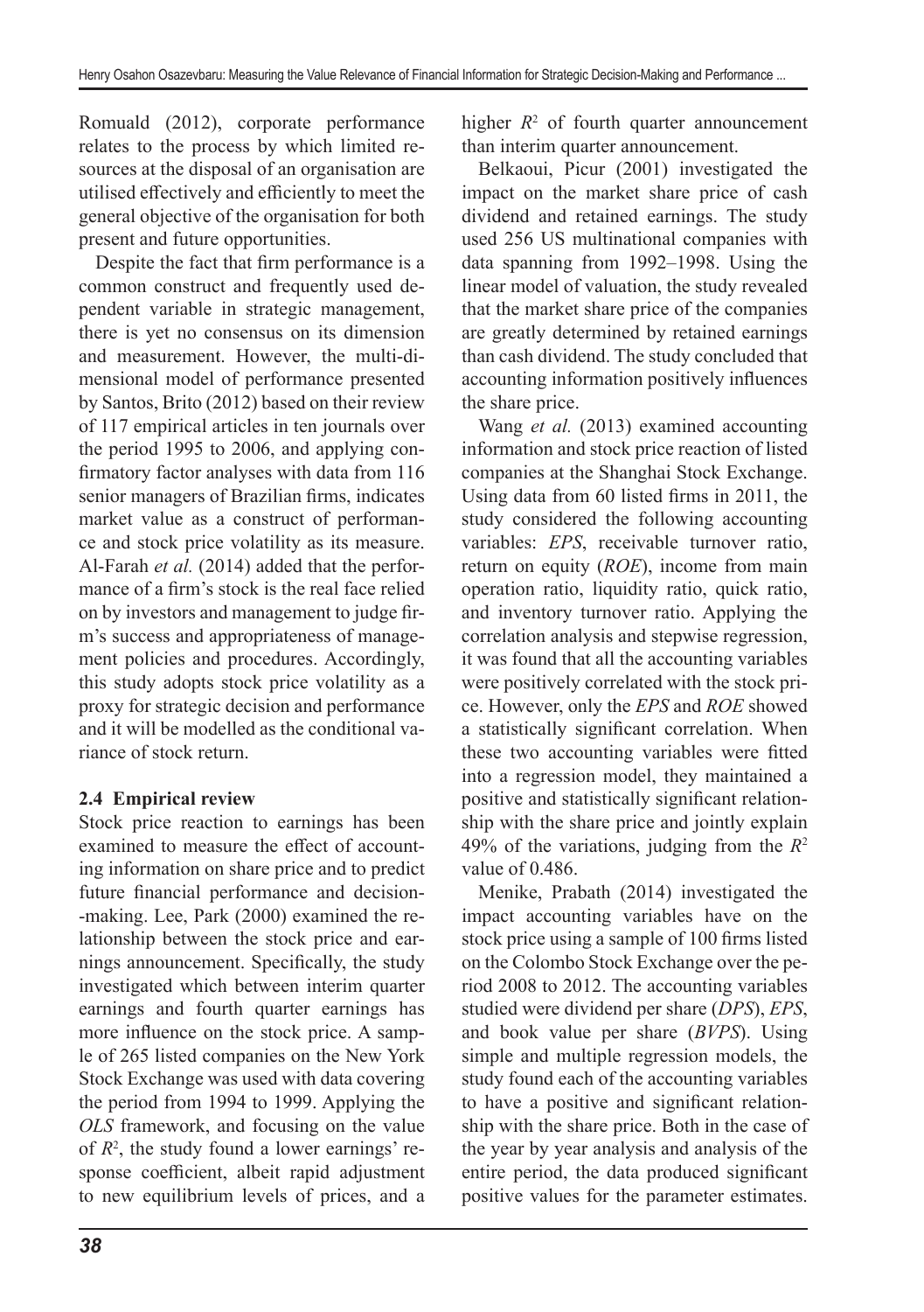Romuald (2012), corporate performance relates to the process by which limited resources at the disposal of an organisation are utilised effectively and efficiently to meet the general objective of the organisation for both present and future opportunities.

Despite the fact that firm performance is a common construct and frequently used dependent variable in strategic management, there is yet no consensus on its dimension and measurement. However, the multi-dimensional model of performance presented by Santos, Brito (2012) based on their review of 117 empirical articles in ten journals over the period 1995 to 2006, and applying confirmatory factor analyses with data from 116 senior managers of Brazilian firms, indicates market value as a construct of performance and stock price volatility as its measure. Al-Farah *et al.* (2014) added that the performance of a firm's stock is the real face relied on by investors and management to judge firm's success and appropriateness of management policies and procedures. Accordingly, this study adopts stock price volatility as a proxy for strategic decision and performance and it will be modelled as the conditional variance of stock return.

### 2.4 Empirical review

Stock price reaction to earnings has been examined to measure the effect of accounting information on share price and to predict future financial performance and decision-making. Lee, Park (2000) examined the relationship between the stock price and earnings announcement. Specifically, the study investigated which between interim quarter earnings and fourth quarter earnings has more influence on the stock price. A sample of 265 listed companies on the New York Stock Exchange was used with data covering the period from 1994 to 1999. Applying the *OLS* framework, and focusing on the value of $R^2$, the study found a lower earnings' response coefficient, albeit rapid adjustment to new equilibrium levels of prices, and a higher $R^2$ of fourth quarter announcement than interim quarter announcement.

Belkaoui, Picur (2001) investigated the impact on the market share price of cash dividend and retained earnings. The study used 256 US multinational companies with data spanning from 1992–1998. Using the linear model of valuation, the study revealed that the market share price of the companies are greatly determined by retained earnings than cash dividend. The study concluded that accounting information positively influences the share price.

Wang *et al.* (2013) examined accounting information and stock price reaction of listed companies at the Shanghai Stock Exchange. Using data from 60 listed firms in 2011, the study considered the following accounting variables: *EPS*, receivable turnover ratio, return on equity (*ROE*), income from main operation ratio, liquidity ratio, quick ratio, and inventory turnover ratio. Applying the correlation analysis and stepwise regression, it was found that all the accounting variables were positively correlated with the stock price. However, only the *EPS* and *ROE* showed a statistically significant correlation. When these two accounting variables were fitted into a regression model, they maintained a positive and statistically significant relationship with the share price and jointly explain 49% of the variations, judging from the $R^2$ value of 0.486.

Menike, Prabath (2014) investigated the impact accounting variables have on the stock price using a sample of 100 firms listed on the Colombo Stock Exchange over the period 2008 to 2012. The accounting variables studied were dividend per share (*DPS*), *EPS*, and book value per share (*BVPS*). Using simple and multiple regression models, the study found each of the accounting variables to have a positive and significant relationship with the share price. Both in the case of the year by year analysis and analysis of the entire period, the data produced significant positive values for the parameter estimates.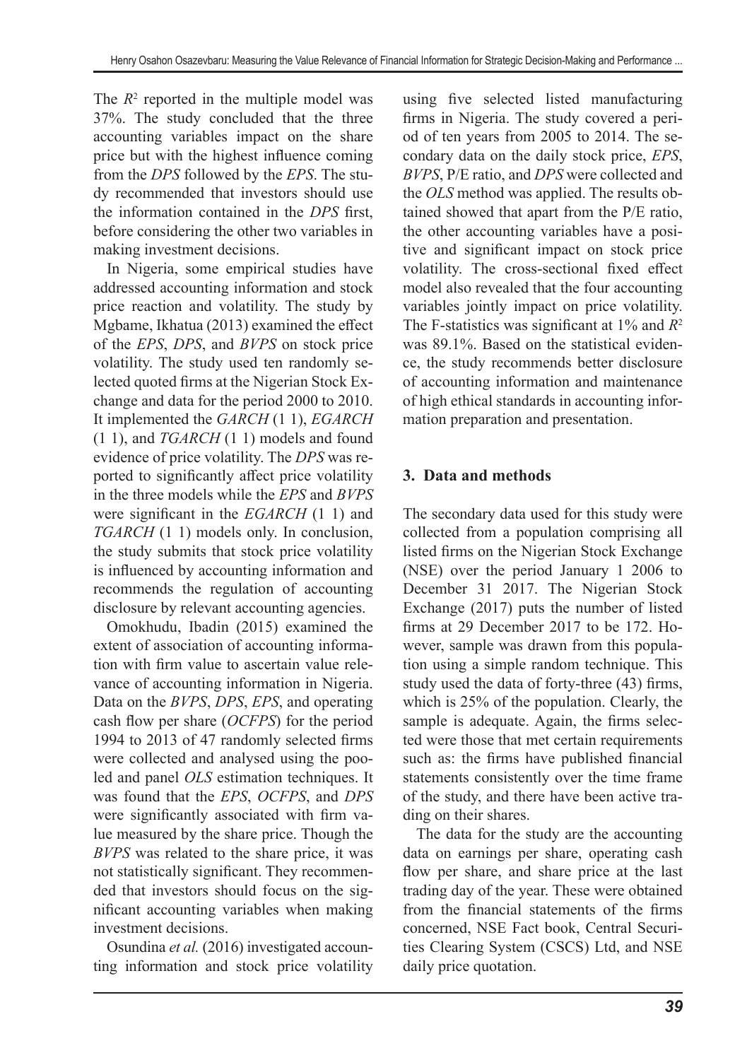The $R^2$ reported in the multiple model was 37%. The study concluded that the three accounting variables impact on the share price but with the highest influence coming from the *DPS* followed by the *EPS*. The study recommended that investors should use the information contained in the *DPS* first, before considering the other two variables in making investment decisions.

In Nigeria, some empirical studies have addressed accounting information and stock price reaction and volatility. The study by Mgbame, Ikhatua (2013) examined the effect of the *EPS*, *DPS*, and *BVPS* on stock price volatility. The study used ten randomly selected quoted firms at the Nigerian Stock Exchange and data for the period 2000 to 2010. It implemented the *GARCH* (1 1), *EGARCH* (1 1), and *TGARCH* (1 1) models and found evidence of price volatility. The *DPS* was reported to significantly affect price volatility in the three models while the *EPS* and *BVPS* were significant in the *EGARCH* (1 1) and *TGARCH* (1 1) models only. In conclusion, the study submits that stock price volatility is influenced by accounting information and recommends the regulation of accounting disclosure by relevant accounting agencies.

Omokhudu, Ibadin (2015) examined the extent of association of accounting information with firm value to ascertain value relevance of accounting information in Nigeria. Data on the *BVPS*, *DPS*, *EPS*, and operating cash flow per share (*OCFPS*) for the period 1994 to 2013 of 47 randomly selected firms were collected and analysed using the pooled and panel *OLS* estimation techniques. It was found that the *EPS*, *OCFPS*, and *DPS* were significantly associated with firm value measured by the share price. Though the *BVPS* was related to the share price, it was not statistically significant. They recommended that investors should focus on the significant accounting variables when making investment decisions.

Osundina *et al.* (2016) investigated accounting information and stock price volatility using five selected listed manufacturing firms in Nigeria. The study covered a period of ten years from 2005 to 2014. The secondary data on the daily stock price, *EPS*, *BVPS*, P/E ratio, and *DPS* were collected and the *OLS* method was applied. The results obtained showed that apart from the P/E ratio, the other accounting variables have a positive and significant impact on stock price volatility. The cross-sectional fixed effect model also revealed that the four accounting variables jointly impact on price volatility. The F-statistics was significant at 1% and $R^2$ was 89.1%. Based on the statistical evidence, the study recommends better disclosure of accounting information and maintenance of high ethical standards in accounting information preparation and presentation.

## 3. Data and methods

The secondary data used for this study were collected from a population comprising all listed firms on the Nigerian Stock Exchange (NSE) over the period January 1 2006 to December 31 2017. The Nigerian Stock Exchange (2017) puts the number of listed firms at 29 December 2017 to be 172. However, sample was drawn from this population using a simple random technique. This study used the data of forty-three (43) firms, which is 25% of the population. Clearly, the sample is adequate. Again, the firms selected were those that met certain requirements such as: the firms have published financial statements consistently over the time frame of the study, and there have been active trading on their shares.

The data for the study are the accounting data on earnings per share, operating cash flow per share, and share price at the last trading day of the year. These were obtained from the financial statements of the firms concerned, NSE Fact book, Central Securities Clearing System (CSCS) Ltd, and NSE daily price quotation.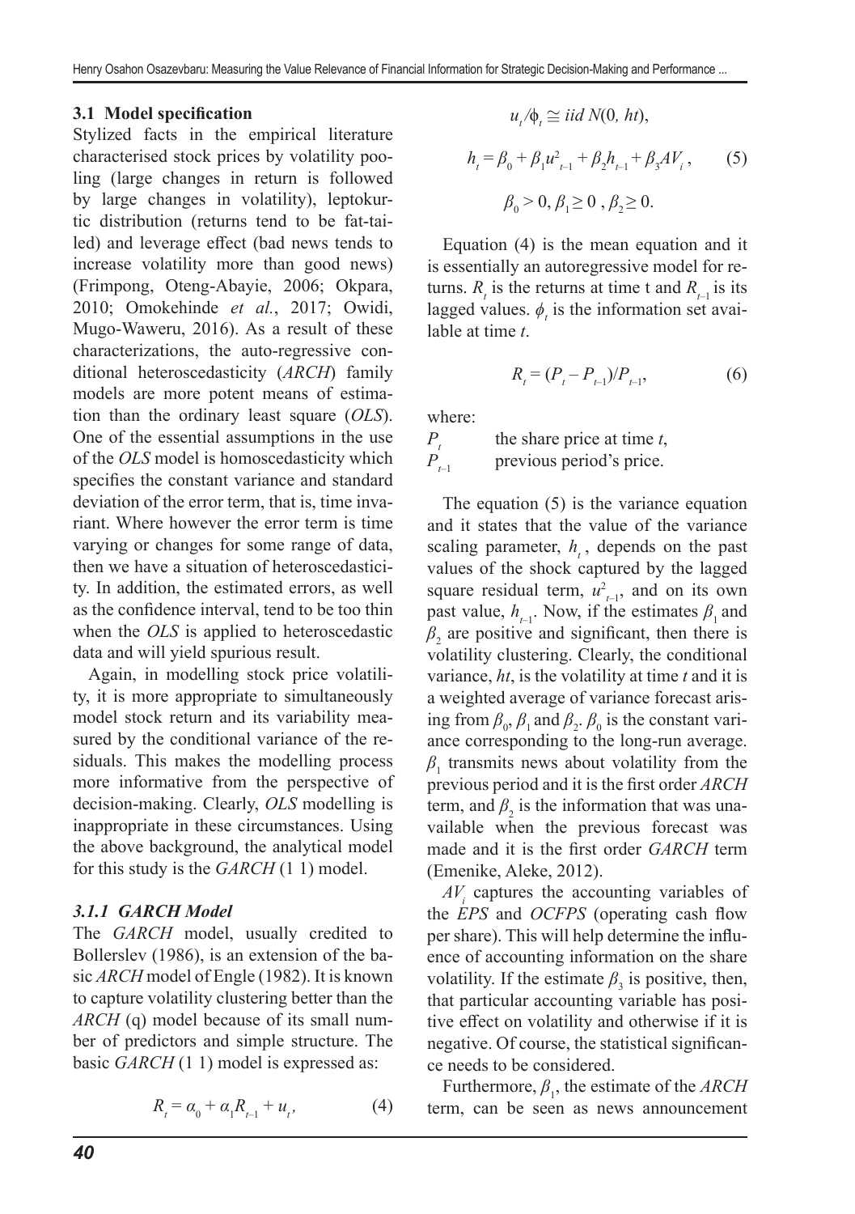### 3.1 Model specification

Stylized facts in the empirical literature characterised stock prices by volatility pooling (large changes in return is followed by large changes in volatility), leptokurtic distribution (returns tend to be fat-tailed) and leverage effect (bad news tends to increase volatility more than good news) (Frimpong, Oteng-Abayie, 2006; Okpara, 2010; Omokehinde *et al.*, 2017; Owidi, Mugo-Waweru, 2016). As a result of these characterizations, the auto-regressive conditional heteroscedasticity (*ARCH*) family models are more potent means of estimation than the ordinary least square (*OLS*). One of the essential assumptions in the use of the *OLS* model is homoscedasticity which specifies the constant variance and standard deviation of the error term, that is, time invariant. Where however the error term is time varying or changes for some range of data, then we have a situation of heteroscedasticity. In addition, the estimated errors, as well as the confidence interval, tend to be too thin when the *OLS* is applied to heteroscedastic data and will yield spurious result.

Again, in modelling stock price volatility, it is more appropriate to simultaneously model stock return and its variability measured by the conditional variance of the residuals. This makes the modelling process more informative from the perspective of decision-making. Clearly, *OLS* modelling is inappropriate in these circumstances. Using the above background, the analytical model for this study is the *GARCH* (1 1) model.

#### 3.1.1 GARCH Model

The *GARCH* model, usually credited to Bollerslev (1986), is an extension of the basic *ARCH* model of Engle (1982). It is known to capture volatility clustering better than the *ARCH* (q) model because of its small number of predictors and simple structure. The basic *GARCH* (1 1) model is expressed as:

$$R_t = \alpha_0 + \alpha_1 R_{t-1} + u_t, \tag{4}$$

$$u_t/\phi_t \cong iid\ N(0,\ ht),$$

$$h_t = \beta_0 + \beta_1 u^2_{t-1} + \beta_2 h_{t-1} + \beta_3 AV_i, \tag{5}$$

$$\beta_0 > 0, \beta_1 \geq 0\ , \beta_2 \geq 0.$$

Equation (4) is the mean equation and it is essentially an autoregressive model for returns. $R_t$ is the returns at time t and $R_{t-1}$ is its lagged values. $\phi_t$ is the information set available at time *t*.

$$R_t = (P_t - P_{t-1})/P_{t-1}, \tag{6}$$

where:

$P_t$ the share price at time *t*,
$P_{t-1}$ previous period's price.

The equation (5) is the variance equation and it states that the value of the variance scaling parameter, $h_t$, depends on the past values of the shock captured by the lagged square residual term, $u^2_{t-1}$, and on its own past value, $h_{t-1}$. Now, if the estimates $\beta_1$ and $\beta_2$ are positive and significant, then there is volatility clustering. Clearly, the conditional variance, *ht*, is the volatility at time *t* and it is a weighted average of variance forecast arising from $\beta_0$, $\beta_1$ and $\beta_2$. $\beta_0$ is the constant variance corresponding to the long-run average. $\beta_1$ transmits news about volatility from the previous period and it is the first order *ARCH* term, and $\beta_2$ is the information that was unavailable when the previous forecast was made and it is the first order *GARCH* term (Emenike, Aleke, 2012).

$AV_i$ captures the accounting variables of the *EPS* and *OCFPS* (operating cash flow per share). This will help determine the influence of accounting information on the share volatility. If the estimate $\beta_3$ is positive, then, that particular accounting variable has positive effect on volatility and otherwise if it is negative. Of course, the statistical significance needs to be considered.

Furthermore, $\beta_1$, the estimate of the *ARCH* term, can be seen as news announcement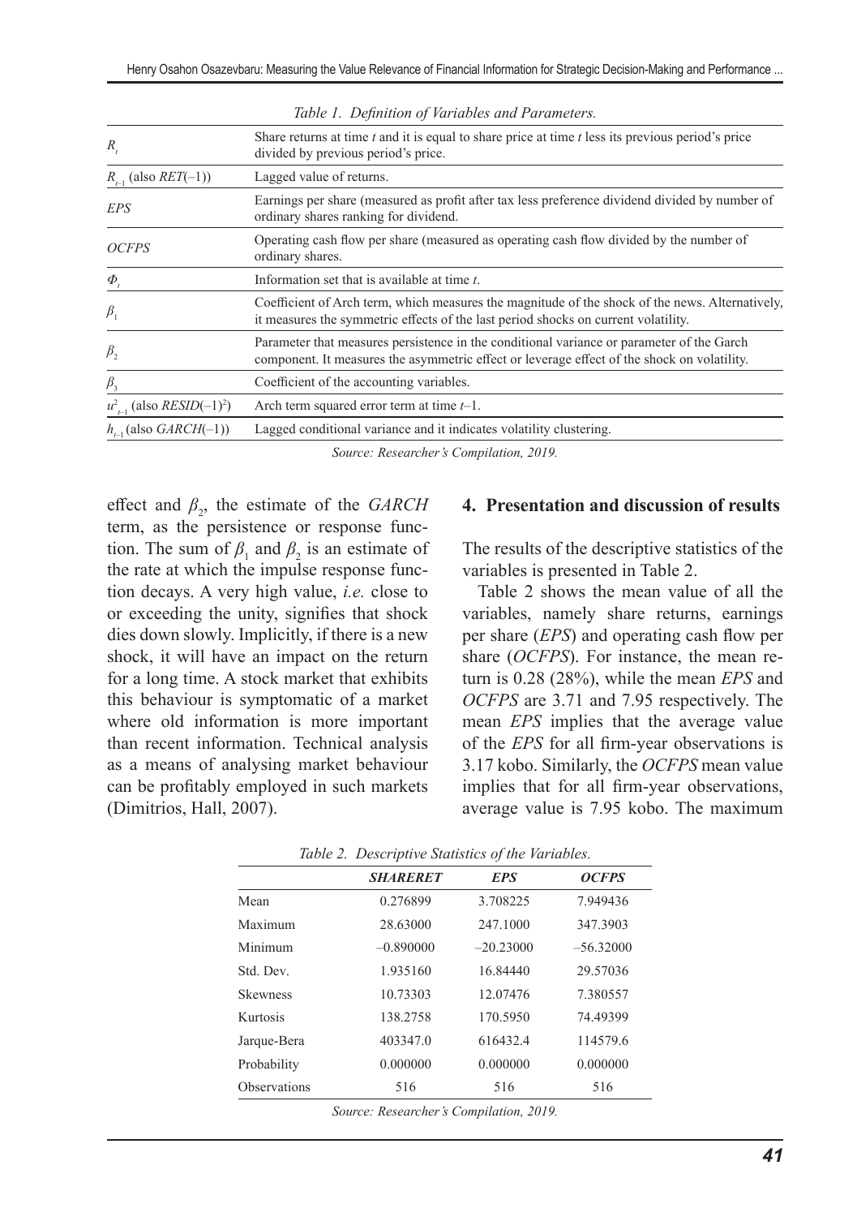*Table 1. Definition of Variables and Parameters.*

| | |
|---|---|
| $R_t$ | Share returns at time *t* and it is equal to share price at time *t* less its previous period's price divided by previous period's price. |
| $R_{t-1}$ (also $RET(-1)$) | Lagged value of returns. |
| *EPS* | Earnings per share (measured as profit after tax less preference dividend divided by number of ordinary shares ranking for dividend. |
| *OCFPS* | Operating cash flow per share (measured as operating cash flow divided by the number of ordinary shares. |
| $\Phi_t$ | Information set that is available at time *t*. |
| $\beta_1$ | Coefficient of Arch term, which measures the magnitude of the shock of the news. Alternatively, it measures the symmetric effects of the last period shocks on current volatility. |
| $\beta_2$ | Parameter that measures persistence in the conditional variance or parameter of the Garch component. It measures the asymmetric effect or leverage effect of the shock on volatility. |
| $\beta_3$ | Coefficient of the accounting variables. |
| $u^2_{t-1}$ (also $RESID(-1)^2$) | Arch term squared error term at time $t$–1. |
| $h_{t-1}$ (also $GARCH(-1)$) | Lagged conditional variance and it indicates volatility clustering. |

*Source: Researcher's Compilation, 2019.*

effect and $\beta_2$, the estimate of the *GARCH* term, as the persistence or response function. The sum of $\beta_1$ and $\beta_2$ is an estimate of the rate at which the impulse response function decays. A very high value, *i.e.* close to or exceeding the unity, signifies that shock dies down slowly. Implicitly, if there is a new shock, it will have an impact on the return for a long time. A stock market that exhibits this behaviour is symptomatic of a market where old information is more important than recent information. Technical analysis as a means of analysing market behaviour can be profitably employed in such markets (Dimitrios, Hall, 2007).

## 4. Presentation and discussion of results

The results of the descriptive statistics of the variables is presented in Table 2.

Table 2 shows the mean value of all the variables, namely share returns, earnings per share (*EPS*) and operating cash flow per share (*OCFPS*). For instance, the mean return is 0.28 (28%), while the mean *EPS* and *OCFPS* are 3.71 and 7.95 respectively. The mean *EPS* implies that the average value of the *EPS* for all firm-year observations is 3.17 kobo. Similarly, the *OCFPS* mean value implies that for all firm-year observations, average value is 7.95 kobo. The maximum

*Table 2. Descriptive Statistics of the Variables.*

| | ***SHARERET*** | ***EPS*** | ***OCFPS*** |
|---|---|---|---|
| Mean | 0.276899 | 3.708225 | 7.949436 |
| Maximum | 28.63000 | 247.1000 | 347.3903 |
| Minimum | –0.890000 | –20.23000 | –56.32000 |
| Std. Dev. | 1.935160 | 16.84440 | 29.57036 |
| Skewness | 10.73303 | 12.07476 | 7.380557 |
| Kurtosis | 138.2758 | 170.5950 | 74.49399 |
| Jarque-Bera | 403347.0 | 616432.4 | 114579.6 |
| Probability | 0.000000 | 0.000000 | 0.000000 |
| Observations | 516 | 516 | 516 |

*Source: Researcher's Compilation, 2019.*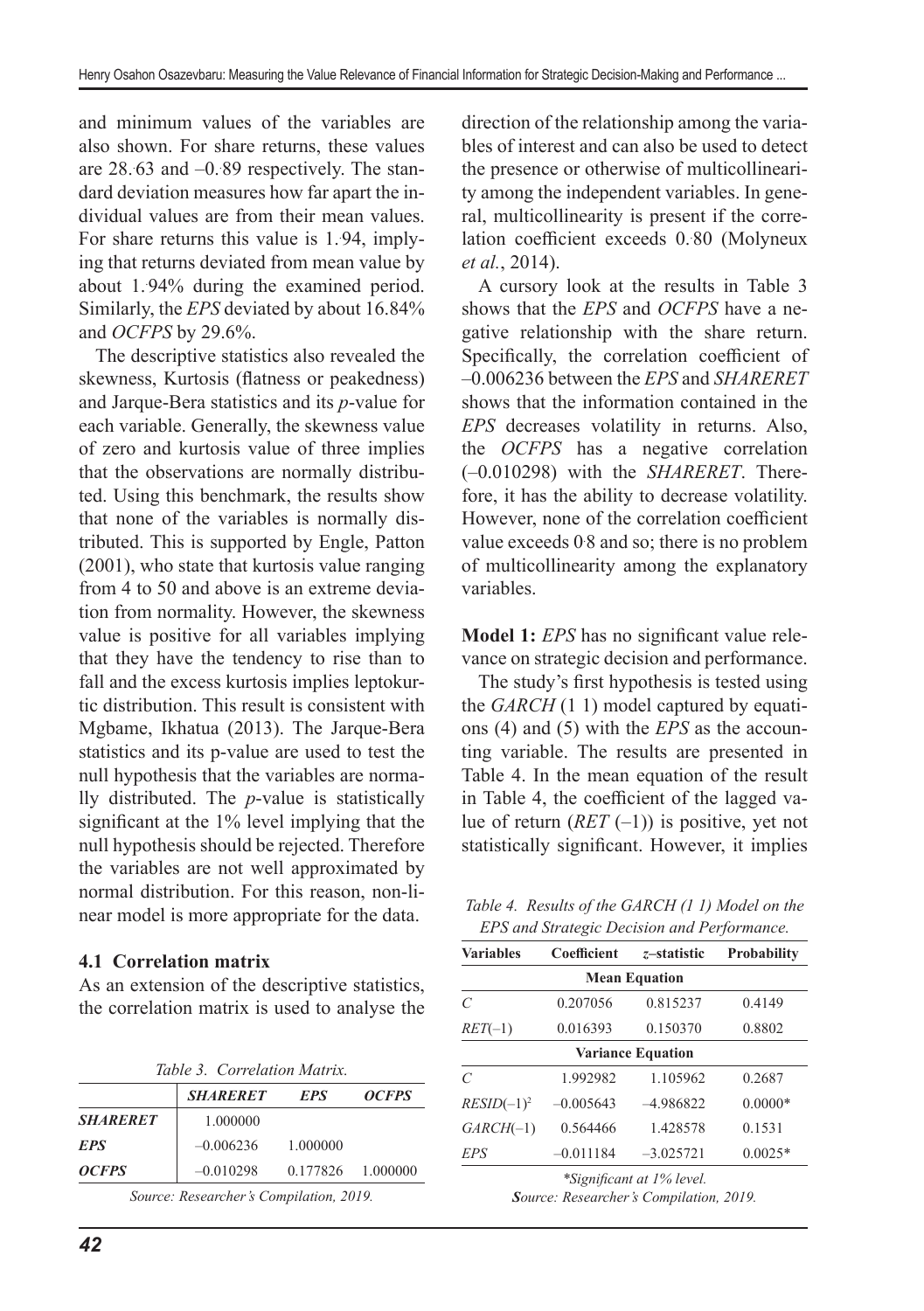and minimum values of the variables are also shown. For share returns, these values are 28.63 and –0.89 respectively. The standard deviation measures how far apart the individual values are from their mean values. For share returns this value is 1.94, implying that returns deviated from mean value by about 1.94% during the examined period. Similarly, the *EPS* deviated by about 16.84% and *OCFPS* by 29.6%.

The descriptive statistics also revealed the skewness, Kurtosis (flatness or peakedness) and Jarque-Bera statistics and its *p*-value for each variable. Generally, the skewness value of zero and kurtosis value of three implies that the observations are normally distributed. Using this benchmark, the results show that none of the variables is normally distributed. This is supported by Engle, Patton (2001), who state that kurtosis value ranging from 4 to 50 and above is an extreme deviation from normality. However, the skewness value is positive for all variables implying that they have the tendency to rise than to fall and the excess kurtosis implies leptokurtic distribution. This result is consistent with Mgbame, Ikhatua (2013). The Jarque-Bera statistics and its p-value are used to test the null hypothesis that the variables are normally distributed. The *p*-value is statistically significant at the 1% level implying that the null hypothesis should be rejected. Therefore the variables are not well approximated by normal distribution. For this reason, non-linear model is more appropriate for the data.

### 4.1 Correlation matrix

As an extension of the descriptive statistics, the correlation matrix is used to analyse the direction of the relationship among the variables of interest and can also be used to detect the presence or otherwise of multicollinearity among the independent variables. In general, multicollinearity is present if the correlation coefficient exceeds 0.80 (Molyneux *et al.*, 2014).

*Table 3. Correlation Matrix.*

| | ***SHARERET*** | ***EPS*** | ***OCFPS*** |
|---|---|---|---|
| ***SHARERET*** | 1.000000 | | |
| ***EPS*** | –0.006236 | 1.000000 | |
| ***OCFPS*** | –0.010298 | 0.177826 | 1.000000 |

*Source: Researcher's Compilation, 2019.*

A cursory look at the results in Table 3 shows that the *EPS* and *OCFPS* have a negative relationship with the share return. Specifically, the correlation coefficient of –0.006236 between the *EPS* and *SHARERET* shows that the information contained in the *EPS* decreases volatility in returns. Also, the *OCFPS* has a negative correlation (–0.010298) with the *SHARERET*. Therefore, it has the ability to decrease volatility. However, none of the correlation coefficient value exceeds 0.8 and so; there is no problem of multicollinearity among the explanatory variables.

**Model 1:** *EPS* has no significant value relevance on strategic decision and performance.

The study's first hypothesis is tested using the *GARCH* (1 1) model captured by equations (4) and (5) with the *EPS* as the accounting variable. The results are presented in Table 4. In the mean equation of the result in Table 4, the coefficient of the lagged value of return (*RET* (–1)) is positive, yet not statistically significant. However, it implies

*Table 4. Results of the GARCH (1 1) Model on the EPS and Strategic Decision and Performance.*

| **Variables** | **Coefficient** | ***z*–statistic** | **Probability** |
|---|---|---|---|
| | **Mean Equation** | | |
| *C* | 0.207056 | 0.815237 | 0.4149 |
| *RET*(–1) | 0.016393 | 0.150370 | 0.8802 |
| | **Variance Equation** | | |
| *C* | 1.992982 | 1.105962 | 0.2687 |
| $RESID(-1)^2$ | –0.005643 | –4.986822 | 0.0000* |
| *GARCH*(–1) | 0.564466 | 1.428578 | 0.1531 |
| *EPS* | –0.011184 | –3.025721 | 0.0025* |

*\*Significant at 1% level.*

*Source: Researcher's Compilation, 2019.*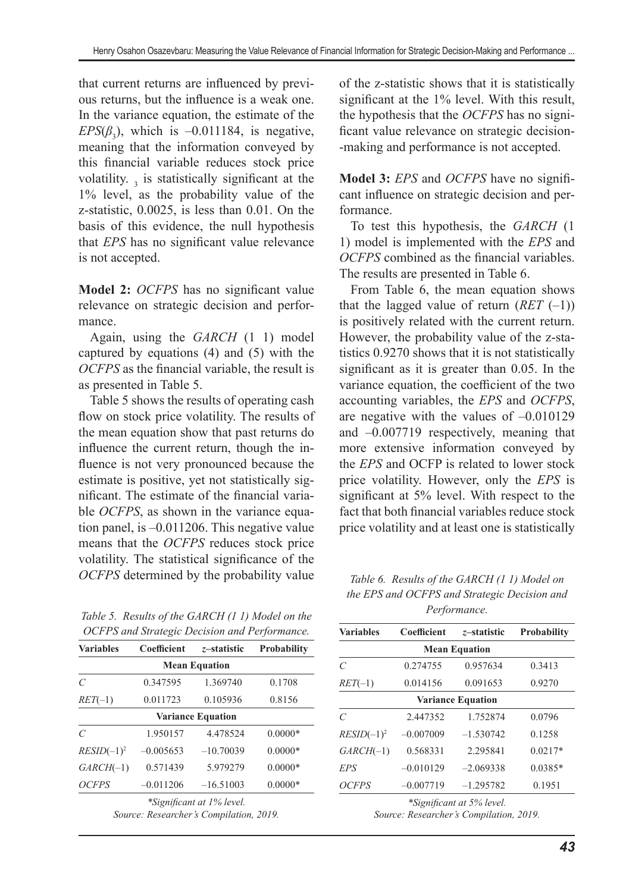that current returns are influenced by previous returns, but the influence is a weak one. In the variance equation, the estimate of the $EPS(\beta_3)$, which is –0.011184, is negative, meaning that the information conveyed by this financial variable reduces stock price volatility. $_3$ is statistically significant at the 1% level, as the probability value of the z-statistic, 0.0025, is less than 0.01. On the basis of this evidence, the null hypothesis that *EPS* has no significant value relevance is not accepted.

**Model 2:** *OCFPS* has no significant value relevance on strategic decision and performance.

Again, using the *GARCH* (1 1) model captured by equations (4) and (5) with the *OCFPS* as the financial variable, the result is as presented in Table 5.

Table 5 shows the results of operating cash flow on stock price volatility. The results of the mean equation show that past returns do influence the current return, though the influence is not very pronounced because the estimate is positive, yet not statistically significant. The estimate of the financial variable *OCFPS*, as shown in the variance equation panel, is –0.011206. This negative value means that the *OCFPS* reduces stock price volatility. The statistical significance of the *OCFPS* determined by the probability value of the z-statistic shows that it is statistically significant at the 1% level. With this result, the hypothesis that the *OCFPS* has no significant value relevance on strategic decision-making and performance is not accepted.

*Table 5. Results of the GARCH (1 1) Model on the OCFPS and Strategic Decision and Performance.*

| Variables | Coefficient | z–statistic | Probability |
|---|---|---|---|
| **Mean Equation** | | | |
| *C* | 0.347595 | 1.369740 | 0.1708 |
| *RET*(–1) | 0.011723 | 0.105936 | 0.8156 |
| **Variance Equation** | | | |
| *C* | 1.950157 | 4.478524 | 0.0000* |
| $RESID(-1)^2$ | –0.005653 | –10.70039 | 0.0000* |
| *GARCH*(–1) | 0.571439 | 5.979279 | 0.0000* |
| *OCFPS* | –0.011206 | –16.51003 | 0.0000* |

*\*Significant at 1% level.*
*Source: Researcher's Compilation, 2019.*

**Model 3:** *EPS* and *OCFPS* have no significant influence on strategic decision and performance.

To test this hypothesis, the *GARCH* (1 1) model is implemented with the *EPS* and *OCFPS* combined as the financial variables. The results are presented in Table 6.

From Table 6, the mean equation shows that the lagged value of return (*RET* (–1)) is positively related with the current return. However, the probability value of the z-statistics 0.9270 shows that it is not statistically significant as it is greater than 0.05. In the variance equation, the coefficient of the two accounting variables, the *EPS* and *OCFPS*, are negative with the values of –0.010129 and –0.007719 respectively, meaning that more extensive information conveyed by the *EPS* and OCFP is related to lower stock price volatility. However, only the *EPS* is significant at 5% level. With respect to the fact that both financial variables reduce stock price volatility and at least one is statistically

*Table 6. Results of the GARCH (1 1) Model on the EPS and OCFPS and Strategic Decision and Performance.*

| Variables | Coefficient | z–statistic | Probability |
|---|---|---|---|
| **Mean Equation** | | | |
| *C* | 0.274755 | 0.957634 | 0.3413 |
| *RET*(–1) | 0.014156 | 0.091653 | 0.9270 |
| **Variance Equation** | | | |
| *C* | 2.447352 | 1.752874 | 0.0796 |
| $RESID(-1)^2$ | –0.007009 | –1.530742 | 0.1258 |
| *GARCH*(–1) | 0.568331 | 2.295841 | 0.0217* |
| *EPS* | –0.010129 | –2.069338 | 0.0385* |
| *OCFPS* | –0.007719 | –1.295782 | 0.1951 |

*\*Significant at 5% level.*
*Source: Researcher's Compilation, 2019.*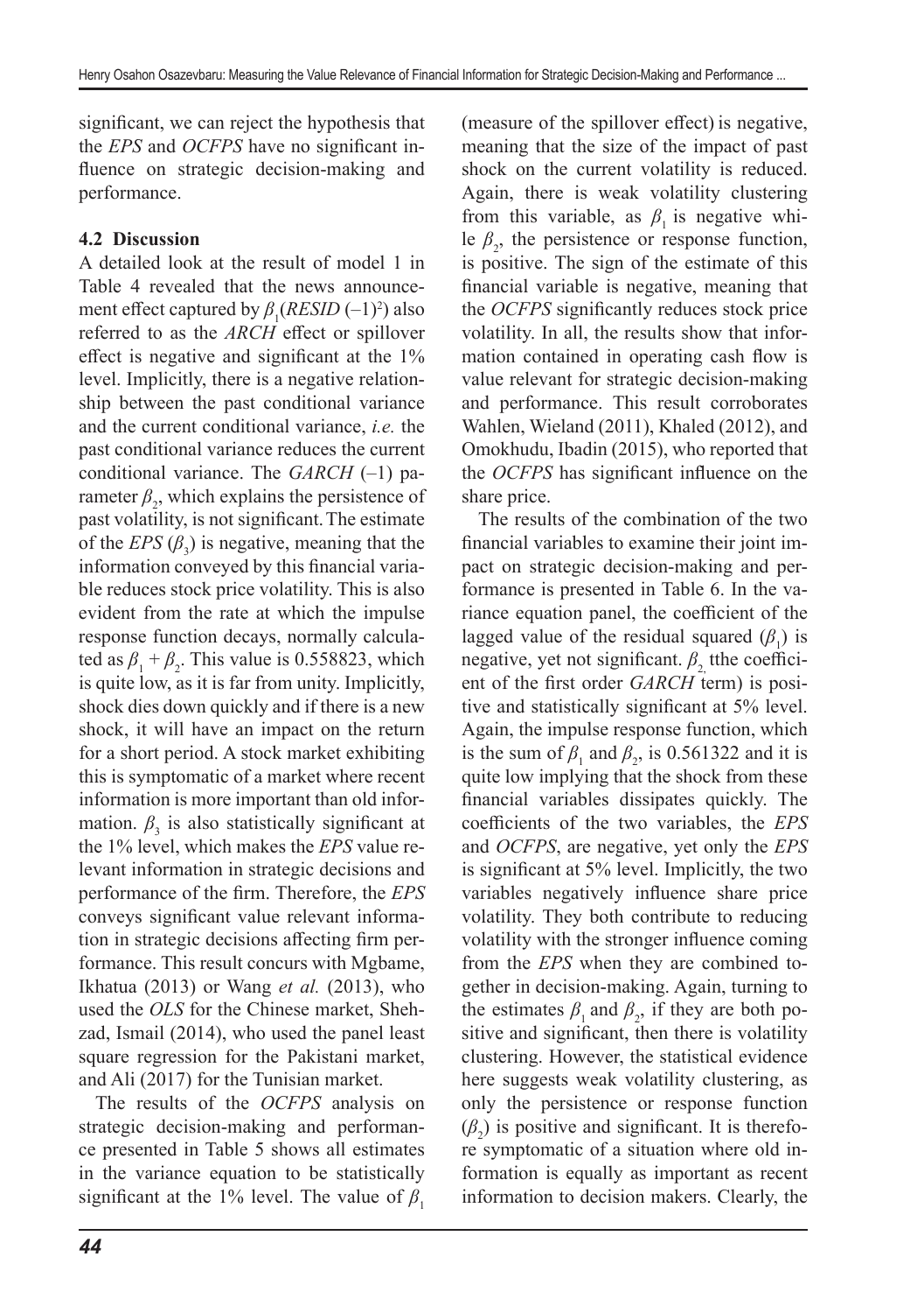significant, we can reject the hypothesis that the *EPS* and *OCFPS* have no significant influence on strategic decision-making and performance.

### 4.2 Discussion

A detailed look at the result of model 1 in Table 4 revealed that the news announcement effect captured by $\beta_1(RESID\ (-1)^2)$ also referred to as the *ARCH* effect or spillover effect is negative and significant at the 1% level. Implicitly, there is a negative relationship between the past conditional variance and the current conditional variance, *i.e.* the past conditional variance reduces the current conditional variance. The *GARCH* (–1) parameter $\beta_2$, which explains the persistence of past volatility, is not significant. The estimate of the *EPS* ($\beta_3$) is negative, meaning that the information conveyed by this financial variable reduces stock price volatility. This is also evident from the rate at which the impulse response function decays, normally calculated as $\beta_1 + \beta_2$. This value is 0.558823, which is quite low, as it is far from unity. Implicitly, shock dies down quickly and if there is a new shock, it will have an impact on the return for a short period. A stock market exhibiting this is symptomatic of a market where recent information is more important than old information. $\beta_3$ is also statistically significant at the 1% level, which makes the *EPS* value relevant information in strategic decisions and performance of the firm. Therefore, the *EPS* conveys significant value relevant information in strategic decisions affecting firm performance. This result concurs with Mgbame, Ikhatua (2013) or Wang *et al.* (2013), who used the *OLS* for the Chinese market, Shehzad, Ismail (2014), who used the panel least square regression for the Pakistani market, and Ali (2017) for the Tunisian market.

The results of the *OCFPS* analysis on strategic decision-making and performance presented in Table 5 shows all estimates in the variance equation to be statistically significant at the 1% level. The value of $\beta_1$ (measure of the spillover effect) is negative, meaning that the size of the impact of past shock on the current volatility is reduced. Again, there is weak volatility clustering from this variable, as $\beta_1$ is negative while $\beta_2$, the persistence or response function, is positive. The sign of the estimate of this financial variable is negative, meaning that the *OCFPS* significantly reduces stock price volatility. In all, the results show that information contained in operating cash flow is value relevant for strategic decision-making and performance. This result corroborates Wahlen, Wieland (2011), Khaled (2012), and Omokhudu, Ibadin (2015), who reported that the *OCFPS* has significant influence on the share price.

The results of the combination of the two financial variables to examine their joint impact on strategic decision-making and performance is presented in Table 6. In the variance equation panel, the coefficient of the lagged value of the residual squared ($\beta_1$) is negative, yet not significant. $\beta_2$ tthe coefficient of the first order *GARCH* term) is positive and statistically significant at 5% level. Again, the impulse response function, which is the sum of $\beta_1$ and $\beta_2$, is 0.561322 and it is quite low implying that the shock from these financial variables dissipates quickly. The coefficients of the two variables, the *EPS* and *OCFPS*, are negative, yet only the *EPS* is significant at 5% level. Implicitly, the two variables negatively influence share price volatility. They both contribute to reducing volatility with the stronger influence coming from the *EPS* when they are combined together in decision-making. Again, turning to the estimates $\beta_1$ and $\beta_2$, if they are both positive and significant, then there is volatility clustering. However, the statistical evidence here suggests weak volatility clustering, as only the persistence or response function ($\beta_2$) is positive and significant. It is therefore symptomatic of a situation where old information is equally as important as recent information to decision makers. Clearly, the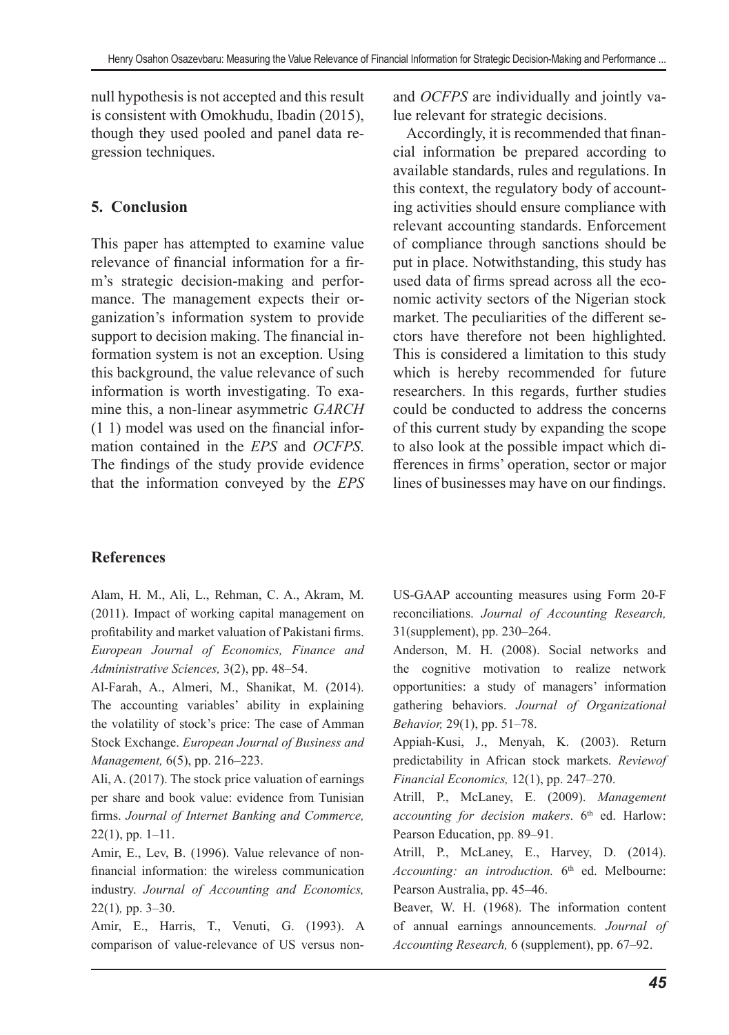null hypothesis is not accepted and this result is consistent with Omokhudu, Ibadin (2015), though they used pooled and panel data regression techniques.

## 5. Conclusion

This paper has attempted to examine value relevance of financial information for a firm's strategic decision-making and performance. The management expects their organization's information system to provide support to decision making. The financial information system is not an exception. Using this background, the value relevance of such information is worth investigating. To examine this, a non-linear asymmetric *GARCH* (1 1) model was used on the financial information contained in the *EPS* and *OCFPS*. The findings of the study provide evidence that the information conveyed by the *EPS* and *OCFPS* are individually and jointly value relevant for strategic decisions.

Accordingly, it is recommended that financial information be prepared according to available standards, rules and regulations. In this context, the regulatory body of accounting activities should ensure compliance with relevant accounting standards. Enforcement of compliance through sanctions should be put in place. Notwithstanding, this study has used data of firms spread across all the economic activity sectors of the Nigerian stock market. The peculiarities of the different sectors have therefore not been highlighted. This is considered a limitation to this study which is hereby recommended for future researchers. In this regards, further studies could be conducted to address the concerns of this current study by expanding the scope to also look at the possible impact which differences in firms' operation, sector or major lines of businesses may have on our findings.

## References

Alam, H. M., Ali, L., Rehman, C. A., Akram, M. (2011). Impact of working capital management on profitability and market valuation of Pakistani firms. *European Journal of Economics, Finance and Administrative Sciences,* 3(2), pp. 48–54.

Al-Farah, A., Almeri, M., Shanikat, M. (2014). The accounting variables' ability in explaining the volatility of stock's price: The case of Amman Stock Exchange. *European Journal of Business and Management,* 6(5), pp. 216–223.

Ali, A. (2017). The stock price valuation of earnings per share and book value: evidence from Tunisian firms. *Journal of Internet Banking and Commerce,* 22(1), pp. 1–11.

Amir, E., Lev, B. (1996). Value relevance of non-financial information: the wireless communication industry. *Journal of Accounting and Economics,* 22(1), pp. 3–30.

Amir, E., Harris, T., Venuti, G. (1993). A comparison of value-relevance of US versus non-US-GAAP accounting measures using Form 20-F reconciliations. *Journal of Accounting Research,* 31(supplement), pp. 230–264.

Anderson, M. H. (2008). Social networks and the cognitive motivation to realize network opportunities: a study of managers' information gathering behaviors. *Journal of Organizational Behavior,* 29(1), pp. 51–78.

Appiah-Kusi, J., Menyah, K. (2003). Return predictability in African stock markets. *Reviewof Financial Economics,* 12(1), pp. 247–270.

Atrill, P., McLaney, E. (2009). *Management accounting for decision makers*. 6th ed. Harlow: Pearson Education, pp. 89–91.

Atrill, P., McLaney, E., Harvey, D. (2014). *Accounting: an introduction.* 6th ed. Melbourne: Pearson Australia, pp. 45–46.

Beaver, W. H. (1968). The information content of annual earnings announcements. *Journal of Accounting Research,* 6 (supplement), pp. 67–92.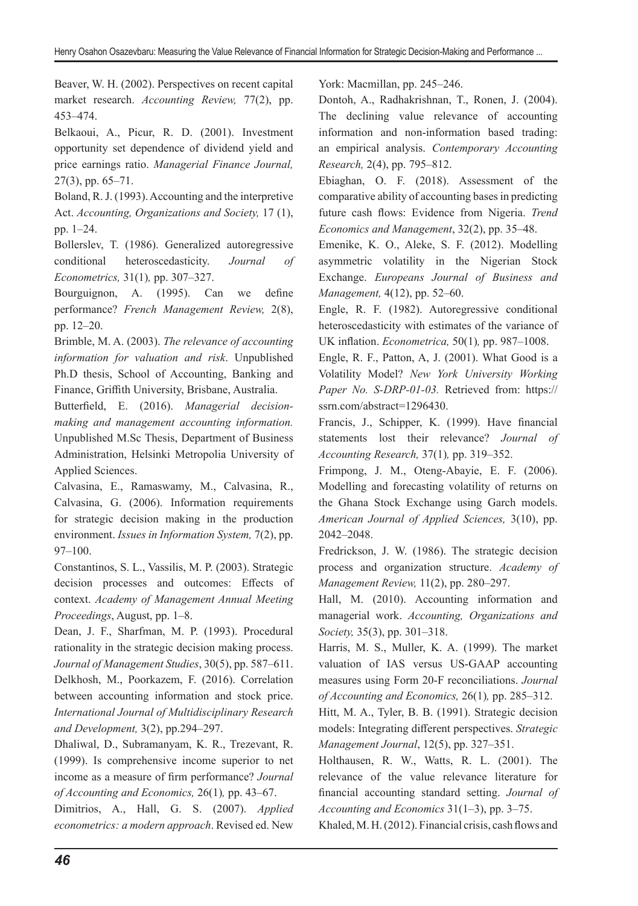Beaver, W. H. (2002). Perspectives on recent capital market research. *Accounting Review,* 77(2), pp. 453–474.

Belkaoui, A., Picur, R. D. (2001). Investment opportunity set dependence of dividend yield and price earnings ratio. *Managerial Finance Journal,* 27(3), pp. 65–71.

Boland, R. J. (1993). Accounting and the interpretive Act. *Accounting, Organizations and Society,* 17 (1), pp. 1–24.

Bollerslev, T. (1986). Generalized autoregressive conditional heteroscedasticity. *Journal of Econometrics,* 31(1)*,* pp. 307–327.

Bourguignon, A. (1995). Can we define performance? *French Management Review,* 2(8), pp. 12–20.

Brimble, M. A. (2003). *The relevance of accounting information for valuation and risk*. Unpublished Ph.D thesis, School of Accounting, Banking and Finance, Griffith University, Brisbane, Australia.

Butterfield, E. (2016). *Managerial decision-making and management accounting information.* Unpublished M.Sc Thesis, Department of Business Administration, Helsinki Metropolia University of Applied Sciences.

Calvasina, E., Ramaswamy, M., Calvasina, R., Calvasina, G. (2006). Information requirements for strategic decision making in the production environment. *Issues in Information System,* 7(2), pp. 97–100.

Constantinos, S. L., Vassilis, M. P. (2003). Strategic decision processes and outcomes: Effects of context. *Academy of Management Annual Meeting Proceedings*, August, pp. 1–8.

Dean, J. F., Sharfman, M. P. (1993). Procedural rationality in the strategic decision making process. *Journal of Management Studies*, 30(5), pp. 587–611.

Delkhosh, M., Poorkazem, F. (2016). Correlation between accounting information and stock price. *International Journal of Multidisciplinary Research and Development,* 3(2), pp.294–297.

Dhaliwal, D., Subramanyam, K. R., Trezevant, R. (1999). Is comprehensive income superior to net income as a measure of firm performance? *Journal of Accounting and Economics,* 26(1)*,* pp. 43–67.

Dimitrios, A., Hall, G. S. (2007). *Applied econometrics: a modern approach*. Revised ed. New York: Macmillan, pp. 245–246.

Dontoh, A., Radhakrishnan, T., Ronen, J. (2004). The declining value relevance of accounting information and non-information based trading: an empirical analysis. *Contemporary Accounting Research,* 2(4), pp. 795–812.

Ebiaghan, O. F. (2018). Assessment of the comparative ability of accounting bases in predicting future cash flows: Evidence from Nigeria. *Trend Economics and Management*, 32(2), pp. 35–48.

Emenike, K. O., Aleke, S. F. (2012). Modelling asymmetric volatility in the Nigerian Stock Exchange. *Europeans Journal of Business and Management,* 4(12), pp. 52–60.

Engle, R. F. (1982). Autoregressive conditional heteroscedasticity with estimates of the variance of UK inflation. *Econometrica,* 50(1)*,* pp. 987–1008.

Engle, R. F., Patton, A, J. (2001). What Good is a Volatility Model? *New York University Working Paper No. S-DRP-01-03.* Retrieved from: https://ssrn.com/abstract=1296430.

Francis, J., Schipper, K. (1999). Have financial statements lost their relevance? *Journal of Accounting Research,* 37(1)*,* pp. 319–352.

Frimpong, J. M., Oteng-Abayie, E. F. (2006). Modelling and forecasting volatility of returns on the Ghana Stock Exchange using Garch models. *American Journal of Applied Sciences,* 3(10), pp. 2042–2048.

Fredrickson, J. W. (1986). The strategic decision process and organization structure. *Academy of Management Review,* 11(2), pp. 280–297.

Hall, M. (2010). Accounting information and managerial work. *Accounting, Organizations and Society,* 35(3), pp. 301–318.

Harris, M. S., Muller, K. A. (1999). The market valuation of IAS versus US-GAAP accounting measures using Form 20-F reconciliations. *Journal of Accounting and Economics,* 26(1)*,* pp. 285–312.

Hitt, M. A., Tyler, B. B. (1991). Strategic decision models: Integrating different perspectives. *Strategic Management Journal*, 12(5), pp. 327–351.

Holthausen, R. W., Watts, R. L. (2001). The relevance of the value relevance literature for financial accounting standard setting. *Journal of Accounting and Economics* 31(1–3), pp. 3–75.

Khaled, M. H. (2012). Financial crisis, cash flows and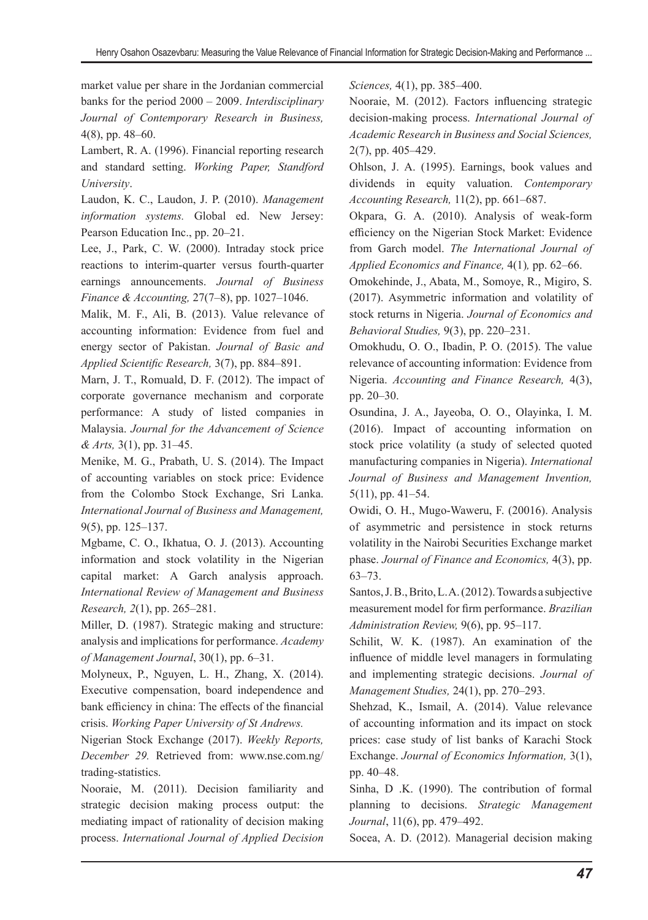market value per share in the Jordanian commercial banks for the period 2000 – 2009. *Interdisciplinary Journal of Contemporary Research in Business,* 4(8), pp. 48–60.

Lambert, R. A. (1996). Financial reporting research and standard setting. *Working Paper, Standford University*.

Laudon, K. C., Laudon, J. P. (2010). *Management information systems.* Global ed. New Jersey: Pearson Education Inc., pp. 20–21.

Lee, J., Park, C. W. (2000). Intraday stock price reactions to interim-quarter versus fourth-quarter earnings announcements. *Journal of Business Finance & Accounting,* 27(7–8), pp. 1027–1046.

Malik, M. F., Ali, B. (2013). Value relevance of accounting information: Evidence from fuel and energy sector of Pakistan. *Journal of Basic and Applied Scientific Research,* 3(7), pp. 884–891.

Marn, J. T., Romuald, D. F. (2012). The impact of corporate governance mechanism and corporate performance: A study of listed companies in Malaysia. *Journal for the Advancement of Science & Arts,* 3(1), pp. 31–45.

Menike, M. G., Prabath, U. S. (2014). The Impact of accounting variables on stock price: Evidence from the Colombo Stock Exchange, Sri Lanka. *International Journal of Business and Management,* 9(5), pp. 125–137.

Mgbame, C. O., Ikhatua, O. J. (2013). Accounting information and stock volatility in the Nigerian capital market: A Garch analysis approach. *International Review of Management and Business Research, 2*(1), pp. 265–281.

Miller, D. (1987). Strategic making and structure: analysis and implications for performance. *Academy of Management Journal*, 30(1), pp. 6–31.

Molyneux, P., Nguyen, L. H., Zhang, X. (2014). Executive compensation, board independence and bank efficiency in china: The effects of the financial crisis. *Working Paper University of St Andrews.*

Nigerian Stock Exchange (2017). *Weekly Reports, December 29.* Retrieved from: www.nse.com.ng/trading-statistics.

Nooraie, M. (2011). Decision familiarity and strategic decision making process output: the mediating impact of rationality of decision making process. *International Journal of Applied Decision Sciences,* 4(1), pp. 385–400.

Nooraie, M. (2012). Factors influencing strategic decision-making process. *International Journal of Academic Research in Business and Social Sciences,* 2(7), pp. 405–429.

Ohlson, J. A. (1995). Earnings, book values and dividends in equity valuation. *Contemporary Accounting Research,* 11(2), pp. 661–687.

Okpara, G. A. (2010). Analysis of weak-form efficiency on the Nigerian Stock Market: Evidence from Garch model. *The International Journal of Applied Economics and Finance,* 4(1)*,* pp. 62–66.

Omokehinde, J., Abata, M., Somoye, R., Migiro, S. (2017). Asymmetric information and volatility of stock returns in Nigeria. *Journal of Economics and Behavioral Studies,* 9(3), pp. 220–231.

Omokhudu, O. O., Ibadin, P. O. (2015). The value relevance of accounting information: Evidence from Nigeria. *Accounting and Finance Research,* 4(3), pp. 20–30.

Osundina, J. A., Jayeoba, O. O., Olayinka, I. M. (2016). Impact of accounting information on stock price volatility (a study of selected quoted manufacturing companies in Nigeria). *International Journal of Business and Management Invention,* 5(11), pp. 41–54.

Owidi, O. H., Mugo-Waweru, F. (20016). Analysis of asymmetric and persistence in stock returns volatility in the Nairobi Securities Exchange market phase. *Journal of Finance and Economics,* 4(3), pp. 63–73.

Santos, J. B., Brito, L. A. (2012). Towards a subjective measurement model for firm performance. *Brazilian Administration Review,* 9(6), pp. 95–117.

Schilit, W. K. (1987). An examination of the influence of middle level managers in formulating and implementing strategic decisions. *Journal of Management Studies,* 24(1), pp. 270–293.

Shehzad, K., Ismail, A. (2014). Value relevance of accounting information and its impact on stock prices: case study of list banks of Karachi Stock Exchange. *Journal of Economics Information,* 3(1), pp. 40–48.

Sinha, D .K. (1990). The contribution of formal planning to decisions. *Strategic Management Journal*, 11(6), pp. 479–492.

Socea, A. D. (2012). Managerial decision making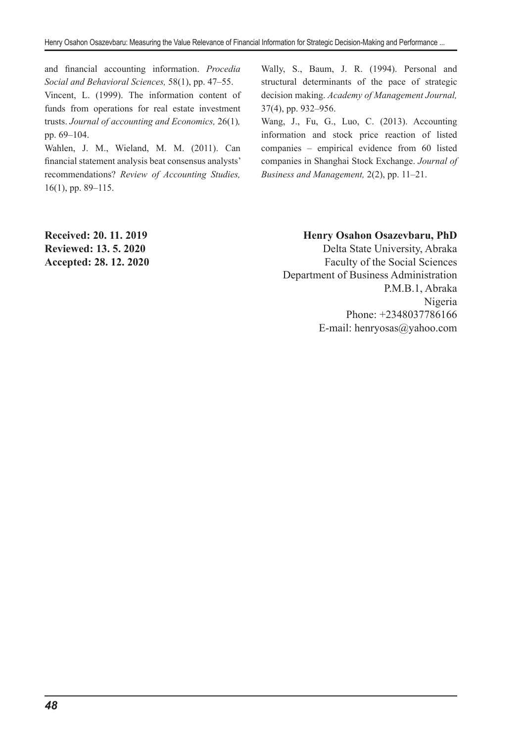and financial accounting information. *Procedia Social and Behavioral Sciences,* 58(1), pp. 47–55.

Vincent, L. (1999). The information content of funds from operations for real estate investment trusts. *Journal of accounting and Economics,* 26(1), pp. 69–104.

Wahlen, J. M., Wieland, M. M. (2011). Can financial statement analysis beat consensus analysts' recommendations? *Review of Accounting Studies,* 16(1), pp. 89–115.

Wally, S., Baum, J. R. (1994). Personal and structural determinants of the pace of strategic decision making. *Academy of Management Journal,* 37(4), pp. 932–956.

Wang, J., Fu, G., Luo, C. (2013). Accounting information and stock price reaction of listed companies – empirical evidence from 60 listed companies in Shanghai Stock Exchange. *Journal of Business and Management,* 2(2), pp. 11–21.

**Received: 20. 11. 2019**
**Reviewed: 13. 5. 2020**
**Accepted: 28. 12. 2020**

**Henry Osahon Osazevbaru, PhD**
Delta State University, Abraka
Faculty of the Social Sciences
Department of Business Administration
P.M.B.1, Abraka
Nigeria
Phone: +2348037786166
E-mail: henryosas@yahoo.com